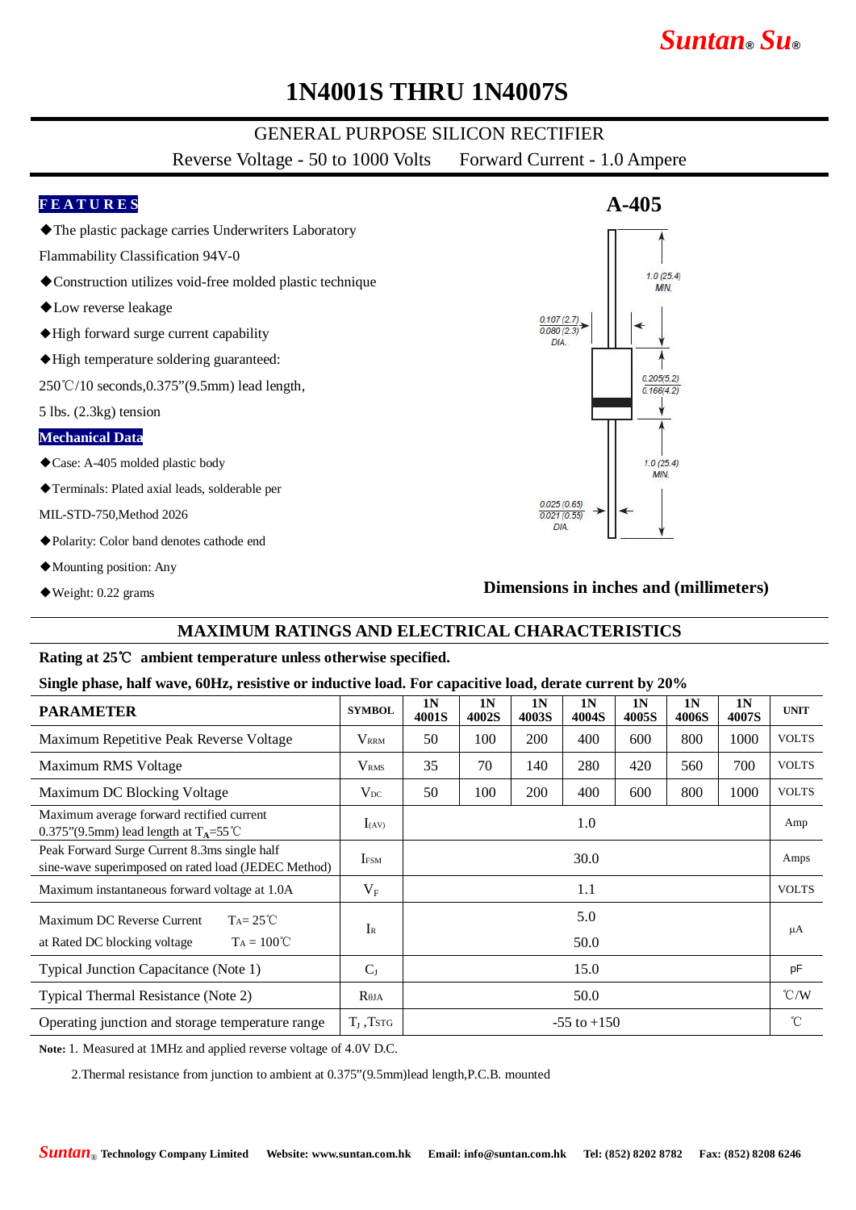# 1N4001S THRU 1N4007S

GENERAL PURPOSE SILICON RECTIFIER

Reverse Voltage - 50 to 1000 Volts     Forward Current - 1.0 Ampere

## FEATURES

◆The plastic package carries Underwriters Laboratory Flammability Classification 94V-0

◆Construction utilizes void-free molded plastic technique

◆Low reverse leakage

◆High forward surge current capability

◆High temperature soldering guaranteed: 250℃/10 seconds,0.375"(9.5mm) lead length, 5 lbs. (2.3kg) tension

## Mechanical Data

◆Case: A-405 molded plastic body

◆Terminals: Plated axial leads, solderable per MIL-STD-750,Method 2026

◆Polarity: Color band denotes cathode end

◆Mounting position: Any

◆Weight: 0.22 grams

**A-405**

0.107 (2.7) / 0.080 (2.3) DIA.

1.0 (25.4) MIN.

0.205(5.2) / 0.166(4.2)

1.0 (25.4) MIN.

0.025 (0.65) / 0.021 (0.55) DIA.

**Dimensions in inches and (millimeters)**

## MAXIMUM RATINGS AND ELECTRICAL CHARACTERISTICS

**Rating at 25℃ ambient temperature unless otherwise specified.**

**Single phase, half wave, 60Hz, resistive or inductive load. For capacitive load, derate current by 20%**

| PARAMETER | SYMBOL | 1N 4001S | 1N 4002S | 1N 4003S | 1N 4004S | 1N 4005S | 1N 4006S | 1N 4007S | UNIT |
|---|---|---|---|---|---|---|---|---|---|
| Maximum Repetitive Peak Reverse Voltage | $V_{RRM}$ | 50 | 100 | 200 | 400 | 600 | 800 | 1000 | VOLTS |
| Maximum RMS Voltage | $V_{RMS}$ | 35 | 70 | 140 | 280 | 420 | 560 | 700 | VOLTS |
| Maximum DC Blocking Voltage | $V_{DC}$ | 50 | 100 | 200 | 400 | 600 | 800 | 1000 | VOLTS |
| Maximum average forward rectified current 0.375"(9.5mm) lead length at $T_A$=55℃ | $I_{(AV)}$ | 1.0 | | | | | | | Amp |
| Peak Forward Surge Current 8.3ms single half sine-wave superimposed on rated load (JEDEC Method) | $I_{FSM}$ | 30.0 | | | | | | | Amps |
| Maximum instantaneous forward voltage at 1.0A | $V_F$ | 1.1 | | | | | | | VOLTS |
| Maximum DC Reverse Current at Rated DC blocking voltage $T_A$= 25℃ | $I_R$ | 5.0 | | | | | | | µA |
| Maximum DC Reverse Current at Rated DC blocking voltage $T_A$ = 100℃ | $I_R$ | 50.0 | | | | | | | µA |
| Typical Junction Capacitance (Note 1) | $C_J$ | 15.0 | | | | | | | pF |
| Typical Thermal Resistance (Note 2) | $R_{\theta JA}$ | 50.0 | | | | | | | ℃/W |
| Operating junction and storage temperature range | $T_J$ ,$T_{STG}$ | -55 to +150 | | | | | | | ℃ |

**Note:** 1. Measured at 1MHz and applied reverse voltage of 4.0V D.C.

2.Thermal resistance from junction to ambient at 0.375"(9.5mm)lead length,P.C.B. mounted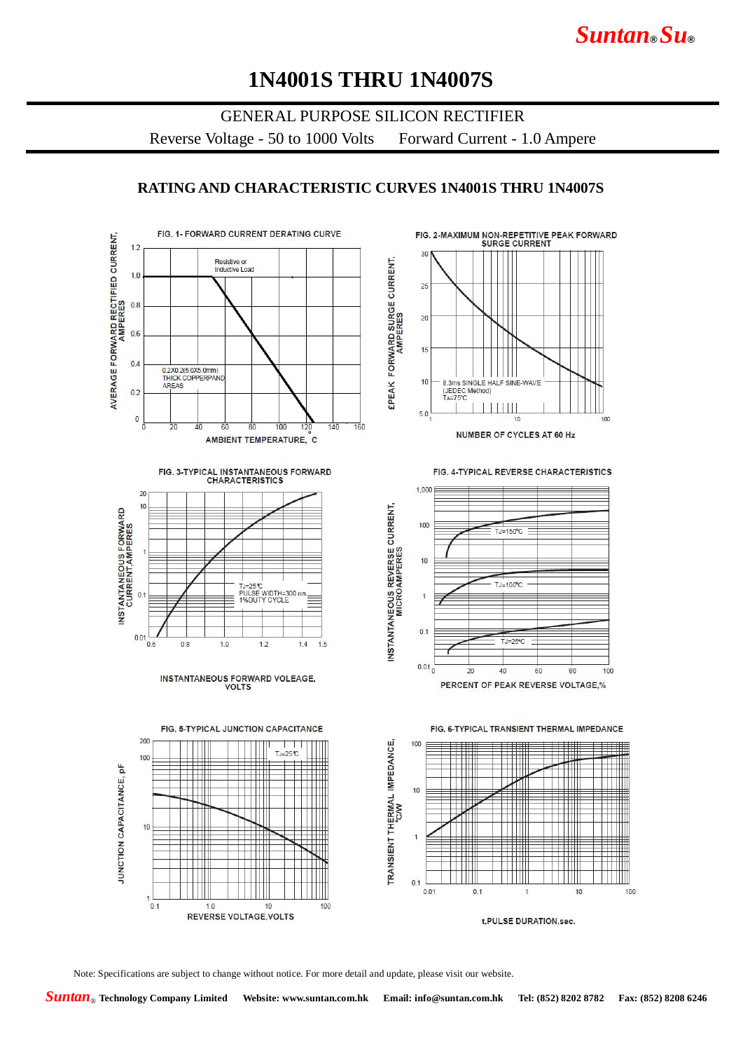# 1N4001S THRU 1N4007S

GENERAL PURPOSE SILICON RECTIFIER

Reverse Voltage - 50 to 1000 Volts    Forward Current - 1.0 Ampere

## RATING AND CHARACTERISTIC CURVES 1N4001S THRU 1N4007S

FIG. 1- FORWARD CURRENT DERATING CURVE

AVERAGE FORWARD RECTIFIED CURRENT, AMPERES

1.2
1.0
0.8
0.6
0.4
0.2
0

Resistive or Inductive Load

0.2X0.2(5.0X5.0mm) THICK COPPERPAND AREAS

0 20 40 60 80 100 120 140 160

AMBIENT TEMPERATURE, °C

FIG. 2-MAXIMUM NON-REPETITIVE PEAK FORWARD SURGE CURRENT

PEAK FORWARD SURGE CURRENT, AMPERES

30
25
20
15
10
5.0

8.3ms SINGLE HALF SINE-WAVE (JEDEC Method) TA=75°C

1 10 100

NUMBER OF CYCLES AT 60 Hz

FIG. 3-TYPICAL INSTANTANEOUS FORWARD CHARACTERISTICS

INSTANTANEOUS FORWARD CURRENT,AMPERES

20
10
1
0.1
0.01

TJ=25°C
PULSE WIDTH=300 ms
1%DUTY CYCLE

0.6 0.8 1.0 1.2 1.4 1.5

INSTANTANEOUS FORWARD VOLEAGE, VOLTS

FIG. 4-TYPICAL REVERSE CHARACTERISTICS

INSTANTANEOUS REVERSE CURRENT, MICROAMPERES

1,000
100
10
1
0.1
0.01

TJ=150°C
TJ=100°C
TJ=25°C

0 20 40 60 80 100

PERCENT OF PEAK REVERSE VOLTAGE,%

FIG. 5-TYPICAL JUNCTION CAPACITANCE

JUNCTION CAPACITANCE, pF

200
100
10
1

TJ=25°C

0.1 1.0 10 100

REVERSE VOLTAGE,VOLTS

FIG. 6-TYPICAL TRANSIENT THERMAL IMPEDANCE

TRANSIENT THERMAL IMPEDANCE, °C/W

100
10
1
0.1

0.01 0.1 1 10 100

t,PULSE DURATION,sec.

Note: Specifications are subject to change without notice. For more detail and update, please visit our website.